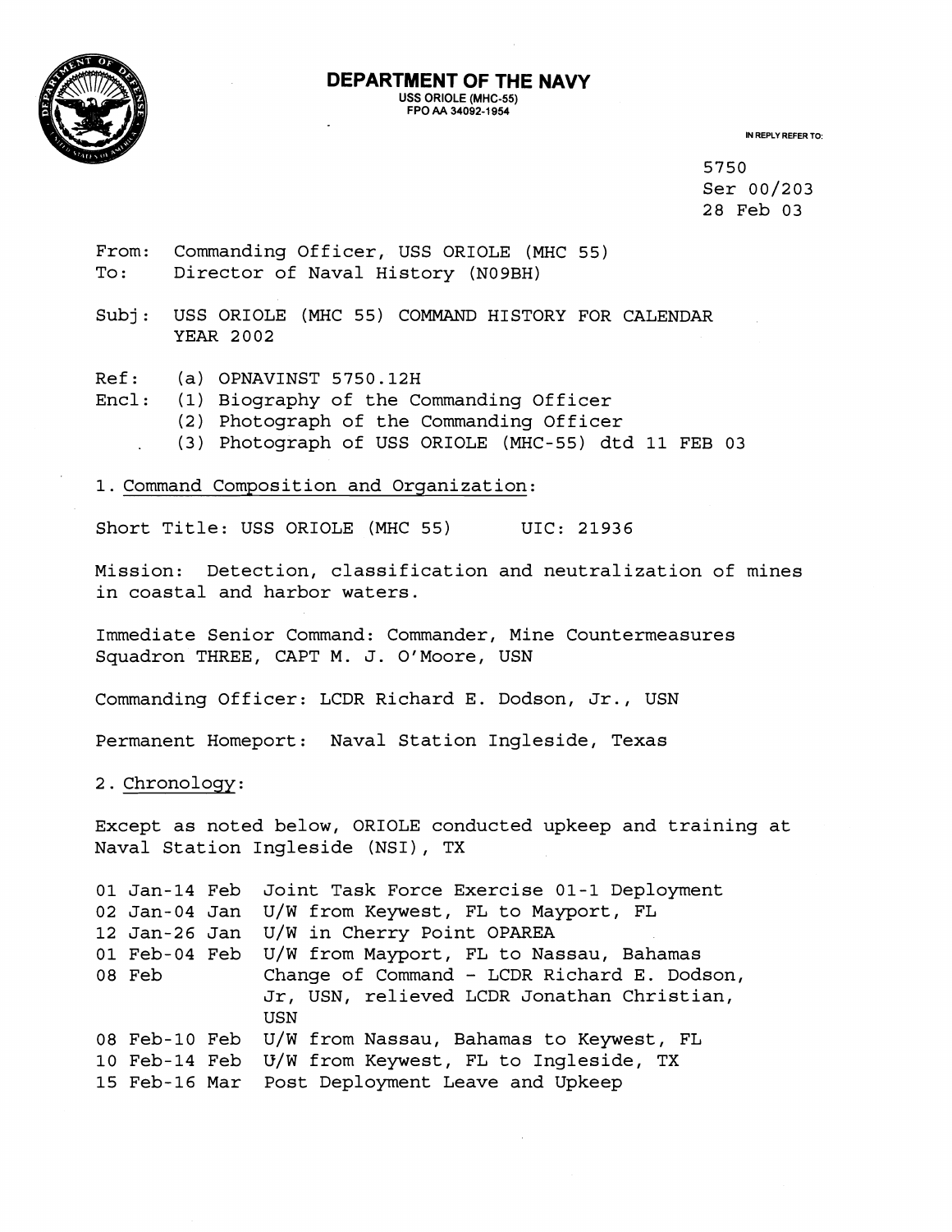# DEPARTMENT OF THE NAVY

USS ORIOLE (MHC-55)
FPO AA 34092-1954

IN REPLY REFER TO:

5750
Ser 00/203
28 Feb 03

From: Commanding Officer, USS ORIOLE (MHC 55)
To: Director of Naval History (N09BH)

Subj: USS ORIOLE (MHC 55) COMMAND HISTORY FOR CALENDAR YEAR 2002

Ref: (a) OPNAVINST 5750.12H

Encl: (1) Biography of the Commanding Officer
(2) Photograph of the Commanding Officer
(3) Photograph of USS ORIOLE (MHC-55) dtd 11 FEB 03

1. Command Composition and Organization:

Short Title: USS ORIOLE (MHC 55) UIC: 21936

Mission: Detection, classification and neutralization of mines in coastal and harbor waters.

Immediate Senior Command: Commander, Mine Countermeasures Squadron THREE, CAPT M. J. O'Moore, USN

Commanding Officer: LCDR Richard E. Dodson, Jr., USN

Permanent Homeport: Naval Station Ingleside, Texas

2. Chronology:

Except as noted below, ORIOLE conducted upkeep and training at Naval Station Ingleside (NSI), TX

| | |
|---|---|
| 01 Jan-14 Feb | Joint Task Force Exercise 01-1 Deployment |
| 02 Jan-04 Jan | U/W from Keywest, FL to Mayport, FL |
| 12 Jan-26 Jan | U/W in Cherry Point OPAREA |
| 01 Feb-04 Feb | U/W from Mayport, FL to Nassau, Bahamas |
| 08 Feb | Change of Command - LCDR Richard E. Dodson, Jr, USN, relieved LCDR Jonathan Christian, USN |
| 08 Feb-10 Feb | U/W from Nassau, Bahamas to Keywest, FL |
| 10 Feb-14 Feb | U/W from Keywest, FL to Ingleside, TX |
| 15 Feb-16 Mar | Post Deployment Leave and Upkeep |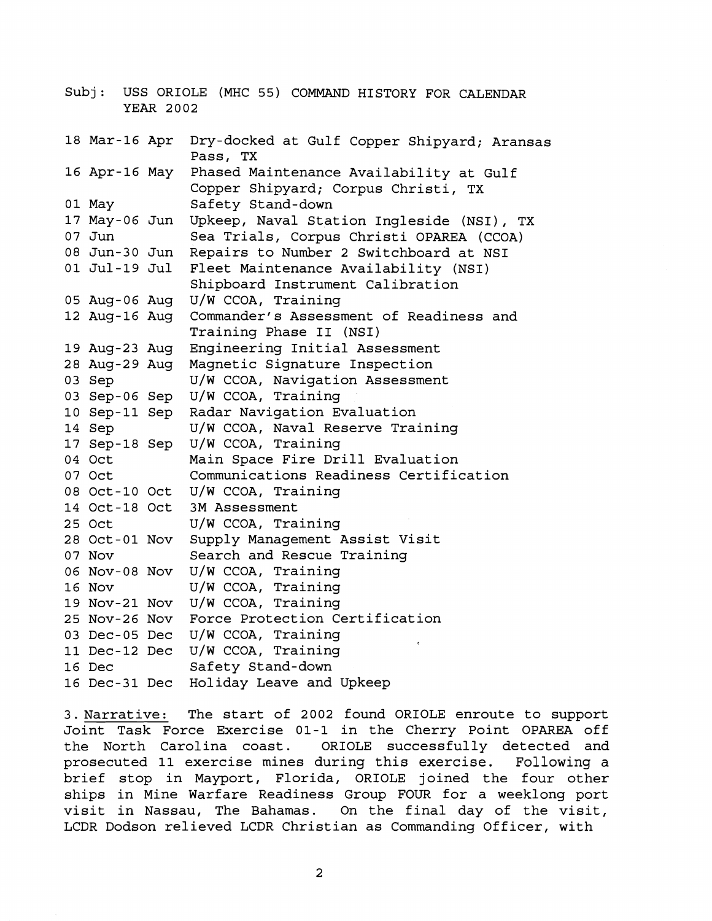Subj: USS ORIOLE (MHC 55) COMMAND HISTORY FOR CALENDAR YEAR 2002

| | |
|---|---|
| 18 Mar-16 Apr | Dry-docked at Gulf Copper Shipyard; Aransas Pass, TX |
| 16 Apr-16 May | Phased Maintenance Availability at Gulf Copper Shipyard; Corpus Christi, TX |
| 01 May | Safety Stand-down |
| 17 May-06 Jun | Upkeep, Naval Station Ingleside (NSI), TX |
| 07 Jun | Sea Trials, Corpus Christi OPAREA (CCOA) |
| 08 Jun-30 Jun | Repairs to Number 2 Switchboard at NSI |
| 01 Jul-19 Jul | Fleet Maintenance Availability (NSI) Shipboard Instrument Calibration |
| 05 Aug-06 Aug | U/W CCOA, Training |
| 12 Aug-16 Aug | Commander's Assessment of Readiness and Training Phase II (NSI) |
| 19 Aug-23 Aug | Engineering Initial Assessment |
| 28 Aug-29 Aug | Magnetic Signature Inspection |
| 03 Sep | U/W CCOA, Navigation Assessment |
| 03 Sep-06 Sep | U/W CCOA, Training |
| 10 Sep-11 Sep | Radar Navigation Evaluation |
| 14 Sep | U/W CCOA, Naval Reserve Training |
| 17 Sep-18 Sep | U/W CCOA, Training |
| 04 Oct | Main Space Fire Drill Evaluation |
| 07 Oct | Communications Readiness Certification |
| 08 Oct-10 Oct | U/W CCOA, Training |
| 14 Oct-18 Oct | 3M Assessment |
| 25 Oct | U/W CCOA, Training |
| 28 Oct-01 Nov | Supply Management Assist Visit |
| 07 Nov | Search and Rescue Training |
| 06 Nov-08 Nov | U/W CCOA, Training |
| 16 Nov | U/W CCOA, Training |
| 19 Nov-21 Nov | U/W CCOA, Training |
| 25 Nov-26 Nov | Force Protection Certification |
| 03 Dec-05 Dec | U/W CCOA, Training |
| 11 Dec-12 Dec | U/W CCOA, Training |
| 16 Dec | Safety Stand-down |
| 16 Dec-31 Dec | Holiday Leave and Upkeep |

3. Narrative: The start of 2002 found ORIOLE enroute to support Joint Task Force Exercise 01-1 in the Cherry Point OPAREA off the North Carolina coast. ORIOLE successfully detected and prosecuted 11 exercise mines during this exercise. Following a brief stop in Mayport, Florida, ORIOLE joined the four other ships in Mine Warfare Readiness Group FOUR for a weeklong port visit in Nassau, The Bahamas. On the final day of the visit, LCDR Dodson relieved LCDR Christian as Commanding Officer, with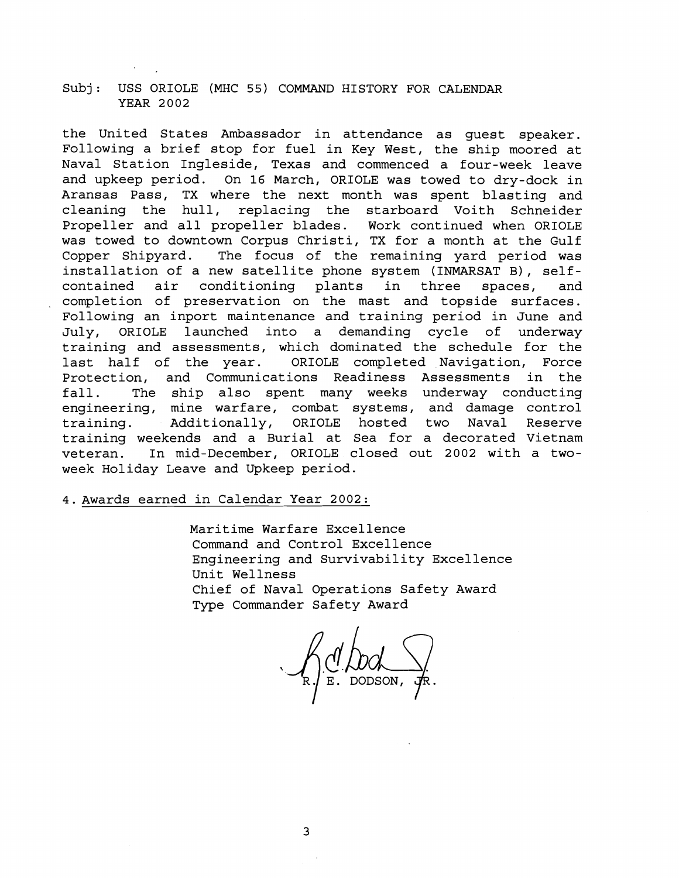Subj: USS ORIOLE (MHC 55) COMMAND HISTORY FOR CALENDAR YEAR 2002

the United States Ambassador in attendance as guest speaker. Following a brief stop for fuel in Key West, the ship moored at Naval Station Ingleside, Texas and commenced a four-week leave and upkeep period. On 16 March, ORIOLE was towed to dry-dock in Aransas Pass, TX where the next month was spent blasting and cleaning the hull, replacing the starboard Voith Schneider Propeller and all propeller blades. Work continued when ORIOLE was towed to downtown Corpus Christi, TX for a month at the Gulf Copper Shipyard. The focus of the remaining yard period was installation of a new satellite phone system (INMARSAT B), self-contained air conditioning plants in three spaces, and completion of preservation on the mast and topside surfaces. Following an inport maintenance and training period in June and July, ORIOLE launched into a demanding cycle of underway training and assessments, which dominated the schedule for the last half of the year. ORIOLE completed Navigation, Force Protection, and Communications Readiness Assessments in the fall. The ship also spent many weeks underway conducting engineering, mine warfare, combat systems, and damage control training. Additionally, ORIOLE hosted two Naval Reserve training weekends and a Burial at Sea for a decorated Vietnam veteran. In mid-December, ORIOLE closed out 2002 with a two-week Holiday Leave and Upkeep period.

4. <u>Awards earned in Calendar Year 2002:</u>

Maritime Warfare Excellence
Command and Control Excellence
Engineering and Survivability Excellence
Unit Wellness
Chief of Naval Operations Safety Award
Type Commander Safety Award

R. E. DODSON, JR.